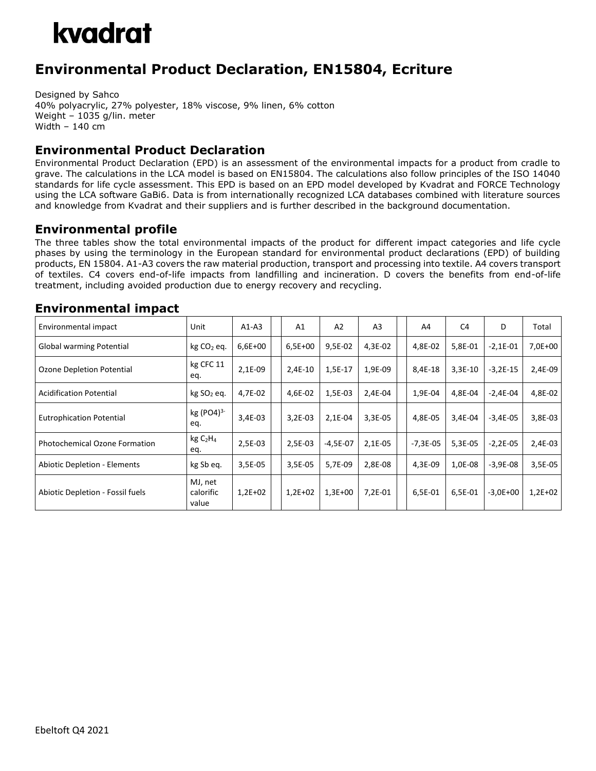# kvadrat

## Environmental Product Declaration, EN15804, Ecriture

Designed by Sahco
40% polyacrylic, 27% polyester, 18% viscose, 9% linen, 6% cotton
Weight – 1035 g/lin. meter
Width – 140 cm

### Environmental Product Declaration

Environmental Product Declaration (EPD) is an assessment of the environmental impacts for a product from cradle to grave. The calculations in the LCA model is based on EN15804. The calculations also follow principles of the ISO 14040 standards for life cycle assessment. This EPD is based on an EPD model developed by Kvadrat and FORCE Technology using the LCA software GaBi6. Data is from internationally recognized LCA databases combined with literature sources and knowledge from Kvadrat and their suppliers and is further described in the background documentation.

### Environmental profile

The three tables show the total environmental impacts of the product for different impact categories and life cycle phases by using the terminology in the European standard for environmental product declarations (EPD) of building products, EN 15804. A1-A3 covers the raw material production, transport and processing into textile. A4 covers transport of textiles. C4 covers end-of-life impacts from landfilling and incineration. D covers the benefits from end-of-life treatment, including avoided production due to energy recovery and recycling.

### Environmental impact

| Environmental impact | Unit | A1-A3 | | A1 | A2 | A3 | | A4 | C4 | D | Total |
|---|---|---|---|---|---|---|---|---|---|---|---|
| Global warming Potential | kg $CO_2$ eq. | 6,6E+00 | | 6,5E+00 | 9,5E-02 | 4,3E-02 | | 4,8E-02 | 5,8E-01 | -2,1E-01 | 7,0E+00 |
| Ozone Depletion Potential | kg CFC 11 eq. | 2,1E-09 | | 2,4E-10 | 1,5E-17 | 1,9E-09 | | 8,4E-18 | 3,3E-10 | -3,2E-15 | 2,4E-09 |
| Acidification Potential | kg $SO_2$ eq. | 4,7E-02 | | 4,6E-02 | 1,5E-03 | 2,4E-04 | | 1,9E-04 | 4,8E-04 | -2,4E-04 | 4,8E-02 |
| Eutrophication Potential | kg $(PO4)^{3-}$ eq. | 3,4E-03 | | 3,2E-03 | 2,1E-04 | 3,3E-05 | | 4,8E-05 | 3,4E-04 | -3,4E-05 | 3,8E-03 |
| Photochemical Ozone Formation | kg $C_2H_4$ eq. | 2,5E-03 | | 2,5E-03 | -4,5E-07 | 2,1E-05 | | -7,3E-05 | 5,3E-05 | -2,2E-05 | 2,4E-03 |
| Abiotic Depletion - Elements | kg Sb eq. | 3,5E-05 | | 3,5E-05 | 5,7E-09 | 2,8E-08 | | 4,3E-09 | 1,0E-08 | -3,9E-08 | 3,5E-05 |
| Abiotic Depletion - Fossil fuels | MJ, net calorific value | 1,2E+02 | | 1,2E+02 | 1,3E+00 | 7,2E-01 | | 6,5E-01 | 6,5E-01 | -3,0E+00 | 1,2E+02 |

Ebeltoft Q4 2021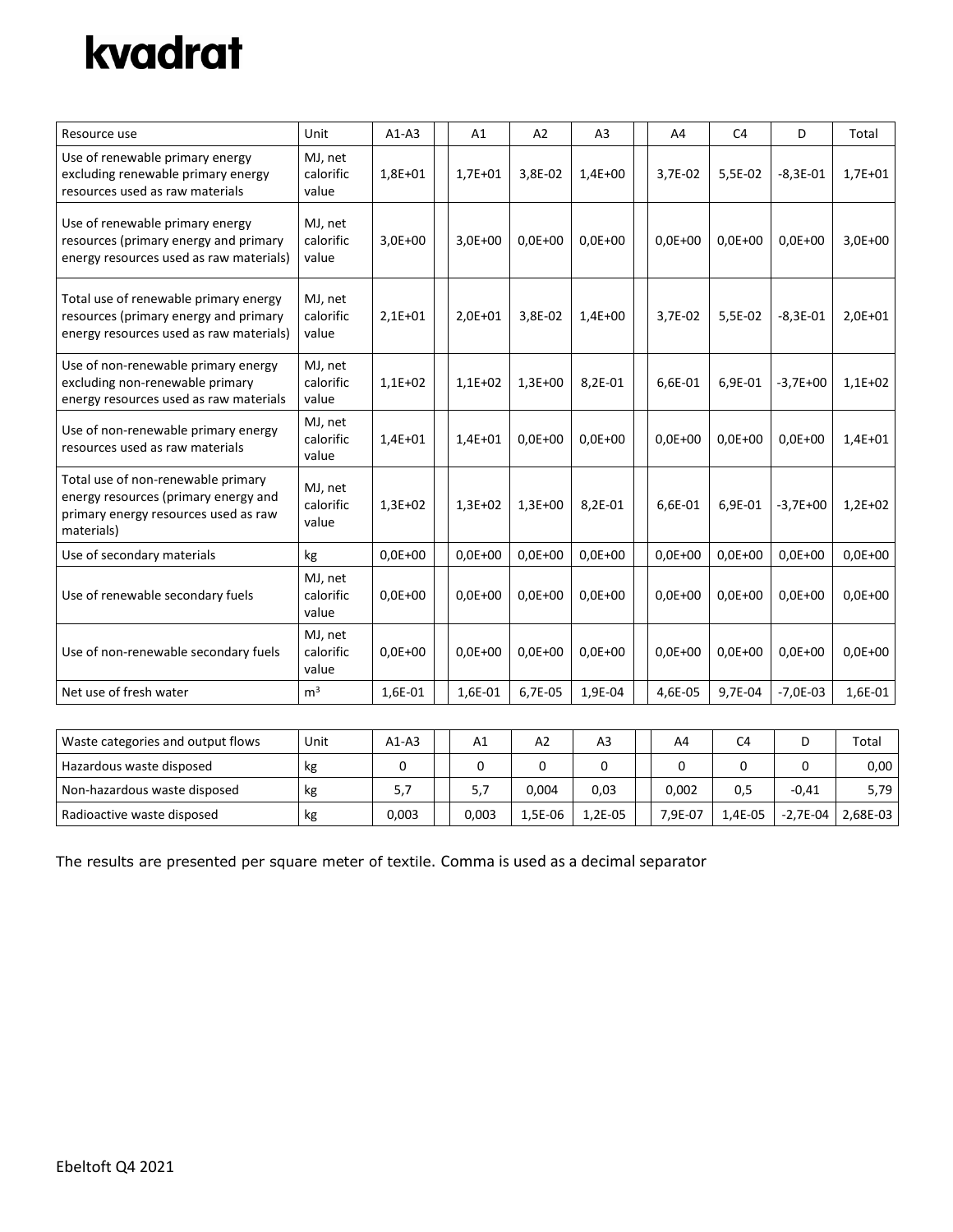| Resource use | Unit | A1-A3 | A1 | A2 | A3 | A4 | C4 | D | Total |
|---|---|---|---|---|---|---|---|---|---|
| Use of renewable primary energy excluding renewable primary energy resources used as raw materials | MJ, net calorific value | 1,8E+01 | 1,7E+01 | 3,8E-02 | 1,4E+00 | 3,7E-02 | 5,5E-02 | -8,3E-01 | 1,7E+01 |
| Use of renewable primary energy resources (primary energy and primary energy resources used as raw materials) | MJ, net calorific value | 3,0E+00 | 3,0E+00 | 0,0E+00 | 0,0E+00 | 0,0E+00 | 0,0E+00 | 0,0E+00 | 3,0E+00 |
| Total use of renewable primary energy resources (primary energy and primary energy resources used as raw materials) | MJ, net calorific value | 2,1E+01 | 2,0E+01 | 3,8E-02 | 1,4E+00 | 3,7E-02 | 5,5E-02 | -8,3E-01 | 2,0E+01 |
| Use of non-renewable primary energy excluding non-renewable primary energy resources used as raw materials | MJ, net calorific value | 1,1E+02 | 1,1E+02 | 1,3E+00 | 8,2E-01 | 6,6E-01 | 6,9E-01 | -3,7E+00 | 1,1E+02 |
| Use of non-renewable primary energy resources used as raw materials | MJ, net calorific value | 1,4E+01 | 1,4E+01 | 0,0E+00 | 0,0E+00 | 0,0E+00 | 0,0E+00 | 0,0E+00 | 1,4E+01 |
| Total use of non-renewable primary energy resources (primary energy and primary energy resources used as raw materials) | MJ, net calorific value | 1,3E+02 | 1,3E+02 | 1,3E+00 | 8,2E-01 | 6,6E-01 | 6,9E-01 | -3,7E+00 | 1,2E+02 |
| Use of secondary materials | kg | 0,0E+00 | 0,0E+00 | 0,0E+00 | 0,0E+00 | 0,0E+00 | 0,0E+00 | 0,0E+00 | 0,0E+00 |
| Use of renewable secondary fuels | MJ, net calorific value | 0,0E+00 | 0,0E+00 | 0,0E+00 | 0,0E+00 | 0,0E+00 | 0,0E+00 | 0,0E+00 | 0,0E+00 |
| Use of non-renewable secondary fuels | MJ, net calorific value | 0,0E+00 | 0,0E+00 | 0,0E+00 | 0,0E+00 | 0,0E+00 | 0,0E+00 | 0,0E+00 | 0,0E+00 |
| Net use of fresh water | $m^3$ | 1,6E-01 | 1,6E-01 | 6,7E-05 | 1,9E-04 | 4,6E-05 | 9,7E-04 | -7,0E-03 | 1,6E-01 |

| Waste categories and output flows | Unit | A1-A3 | A1 | A2 | A3 | A4 | C4 | D | Total |
|---|---|---|---|---|---|---|---|---|---|
| Hazardous waste disposed | kg | 0 | 0 | 0 | 0 | 0 | 0 | 0 | 0,00 |
| Non-hazardous waste disposed | kg | 5,7 | 5,7 | 0,004 | 0,03 | 0,002 | 0,5 | -0,41 | 5,79 |
| Radioactive waste disposed | kg | 0,003 | 0,003 | 1,5E-06 | 1,2E-05 | 7,9E-07 | 1,4E-05 | -2,7E-04 | 2,68E-03 |

The results are presented per square meter of textile. Comma is used as a decimal separator